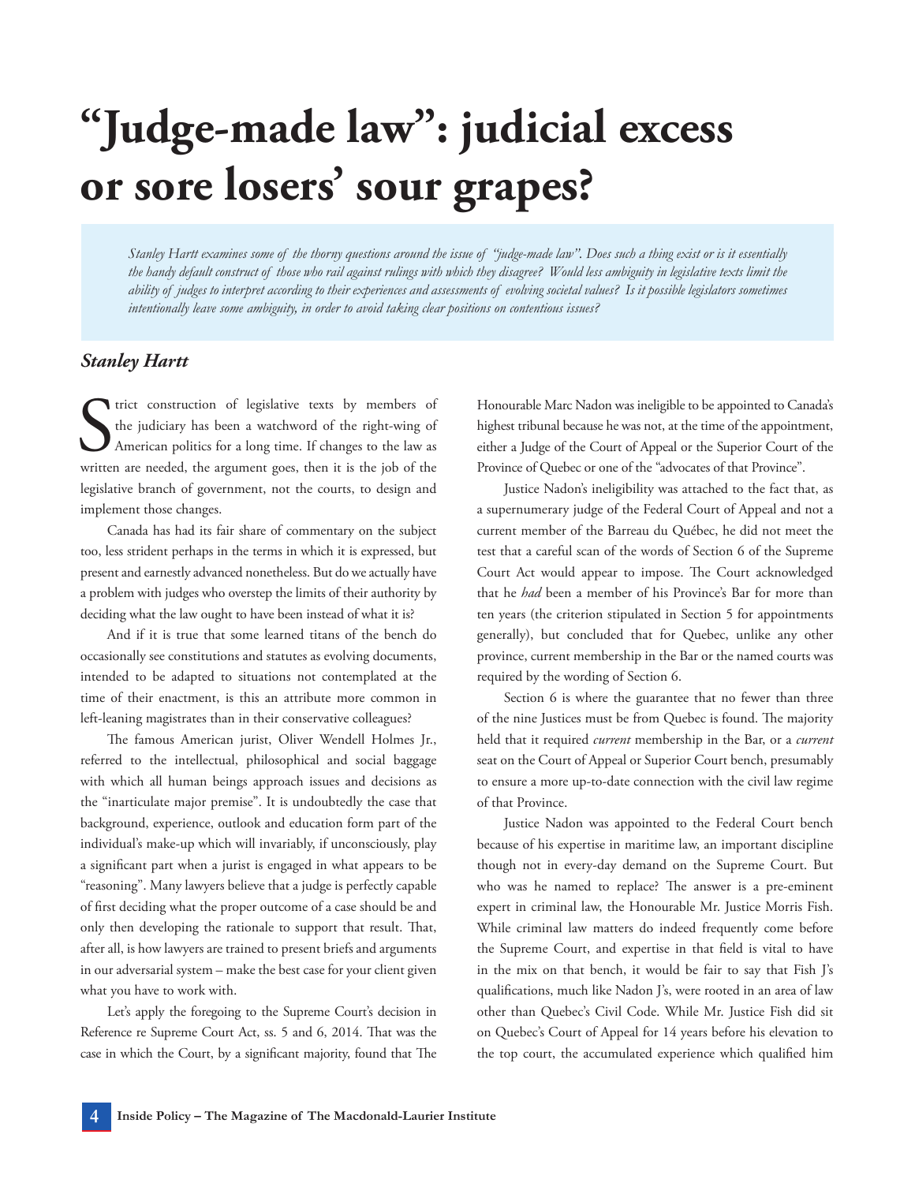# "Judge-made law": judicial excess or sore losers' sour grapes?

*Stanley Hartt examines some of the thorny questions around the issue of "judge-made law". Does such a thing exist or is it essentially the handy default construct of those who rail against rulings with which they disagree? Would less ambiguity in legislative texts limit the ability of judges to interpret according to their experiences and assessments of evolving societal values? Is it possible legislators sometimes intentionally leave some ambiguity, in order to avoid taking clear positions on contentious issues?*

***Stanley Hartt***

Strict construction of legislative texts by members of the judiciary has been a watchword of the right-wing of American politics for a long time. If changes to the law as written are needed, the argument goes, then it is the job of the legislative branch of government, not the courts, to design and implement those changes.

Canada has had its fair share of commentary on the subject too, less strident perhaps in the terms in which it is expressed, but present and earnestly advanced nonetheless. But do we actually have a problem with judges who overstep the limits of their authority by deciding what the law ought to have been instead of what it is?

And if it is true that some learned titans of the bench do occasionally see constitutions and statutes as evolving documents, intended to be adapted to situations not contemplated at the time of their enactment, is this an attribute more common in left-leaning magistrates than in their conservative colleagues?

The famous American jurist, Oliver Wendell Holmes Jr., referred to the intellectual, philosophical and social baggage with which all human beings approach issues and decisions as the "inarticulate major premise". It is undoubtedly the case that background, experience, outlook and education form part of the individual's make-up which will invariably, if unconsciously, play a significant part when a jurist is engaged in what appears to be "reasoning". Many lawyers believe that a judge is perfectly capable of first deciding what the proper outcome of a case should be and only then developing the rationale to support that result. That, after all, is how lawyers are trained to present briefs and arguments in our adversarial system – make the best case for your client given what you have to work with.

Let's apply the foregoing to the Supreme Court's decision in Reference re Supreme Court Act, ss. 5 and 6, 2014. That was the case in which the Court, by a significant majority, found that The Honourable Marc Nadon was ineligible to be appointed to Canada's highest tribunal because he was not, at the time of the appointment, either a Judge of the Court of Appeal or the Superior Court of the Province of Quebec or one of the "advocates of that Province".

Justice Nadon's ineligibility was attached to the fact that, as a supernumerary judge of the Federal Court of Appeal and not a current member of the Barreau du Québec, he did not meet the test that a careful scan of the words of Section 6 of the Supreme Court Act would appear to impose. The Court acknowledged that he *had* been a member of his Province's Bar for more than ten years (the criterion stipulated in Section 5 for appointments generally), but concluded that for Quebec, unlike any other province, current membership in the Bar or the named courts was required by the wording of Section 6.

Section 6 is where the guarantee that no fewer than three of the nine Justices must be from Quebec is found. The majority held that it required *current* membership in the Bar, or a *current* seat on the Court of Appeal or Superior Court bench, presumably to ensure a more up-to-date connection with the civil law regime of that Province.

Justice Nadon was appointed to the Federal Court bench because of his expertise in maritime law, an important discipline though not in every-day demand on the Supreme Court. But who was he named to replace? The answer is a pre-eminent expert in criminal law, the Honourable Mr. Justice Morris Fish. While criminal law matters do indeed frequently come before the Supreme Court, and expertise in that field is vital to have in the mix on that bench, it would be fair to say that Fish J's qualifications, much like Nadon J's, were rooted in an area of law other than Quebec's Civil Code. While Mr. Justice Fish did sit on Quebec's Court of Appeal for 14 years before his elevation to the top court, the accumulated experience which qualified him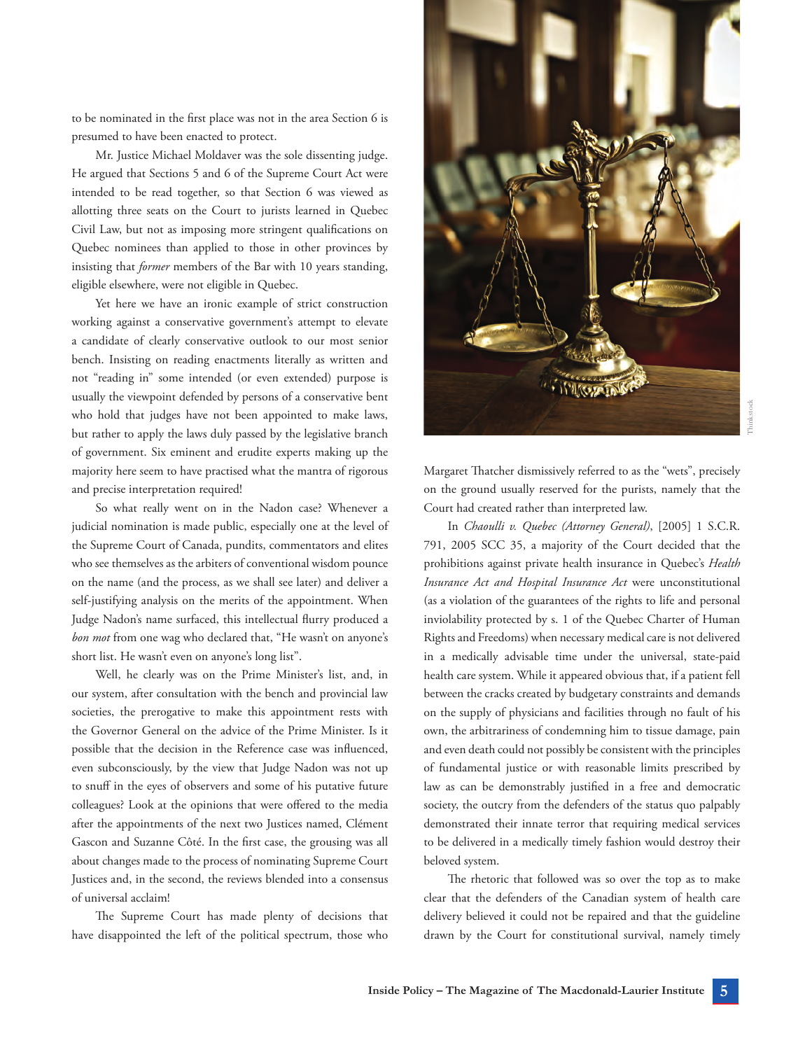to be nominated in the first place was not in the area Section 6 is presumed to have been enacted to protect.

Mr. Justice Michael Moldaver was the sole dissenting judge. He argued that Sections 5 and 6 of the Supreme Court Act were intended to be read together, so that Section 6 was viewed as allotting three seats on the Court to jurists learned in Quebec Civil Law, but not as imposing more stringent qualifications on Quebec nominees than applied to those in other provinces by insisting that *former* members of the Bar with 10 years standing, eligible elsewhere, were not eligible in Quebec.

Yet here we have an ironic example of strict construction working against a conservative government's attempt to elevate a candidate of clearly conservative outlook to our most senior bench. Insisting on reading enactments literally as written and not "reading in" some intended (or even extended) purpose is usually the viewpoint defended by persons of a conservative bent who hold that judges have not been appointed to make laws, but rather to apply the laws duly passed by the legislative branch of government. Six eminent and erudite experts making up the majority here seem to have practised what the mantra of rigorous and precise interpretation required!

So what really went on in the Nadon case? Whenever a judicial nomination is made public, especially one at the level of the Supreme Court of Canada, pundits, commentators and elites who see themselves as the arbiters of conventional wisdom pounce on the name (and the process, as we shall see later) and deliver a self-justifying analysis on the merits of the appointment. When Judge Nadon's name surfaced, this intellectual flurry produced a *bon mot* from one wag who declared that, "He wasn't on anyone's short list. He wasn't even on anyone's long list".

Well, he clearly was on the Prime Minister's list, and, in our system, after consultation with the bench and provincial law societies, the prerogative to make this appointment rests with the Governor General on the advice of the Prime Minister. Is it possible that the decision in the Reference case was influenced, even subconsciously, by the view that Judge Nadon was not up to snuff in the eyes of observers and some of his putative future colleagues? Look at the opinions that were offered to the media after the appointments of the next two Justices named, Clément Gascon and Suzanne Côté. In the first case, the grousing was all about changes made to the process of nominating Supreme Court Justices and, in the second, the reviews blended into a consensus of universal acclaim!

The Supreme Court has made plenty of decisions that have disappointed the left of the political spectrum, those who Margaret Thatcher dismissively referred to as the "wets", precisely on the ground usually reserved for the purists, namely that the Court had created rather than interpreted law.

In *Chaoulli v. Quebec (Attorney General)*, [2005] 1 S.C.R. 791, 2005 SCC 35, a majority of the Court decided that the prohibitions against private health insurance in Quebec's *Health Insurance Act and Hospital Insurance Act* were unconstitutional (as a violation of the guarantees of the rights to life and personal inviolability protected by s. 1 of the Quebec Charter of Human Rights and Freedoms) when necessary medical care is not delivered in a medically advisable time under the universal, state-paid health care system. While it appeared obvious that, if a patient fell between the cracks created by budgetary constraints and demands on the supply of physicians and facilities through no fault of his own, the arbitrariness of condemning him to tissue damage, pain and even death could not possibly be consistent with the principles of fundamental justice or with reasonable limits prescribed by law as can be demonstrably justified in a free and democratic society, the outcry from the defenders of the status quo palpably demonstrated their innate terror that requiring medical services to be delivered in a medically timely fashion would destroy their beloved system.

The rhetoric that followed was so over the top as to make clear that the defenders of the Canadian system of health care delivery believed it could not be repaired and that the guideline drawn by the Court for constitutional survival, namely timely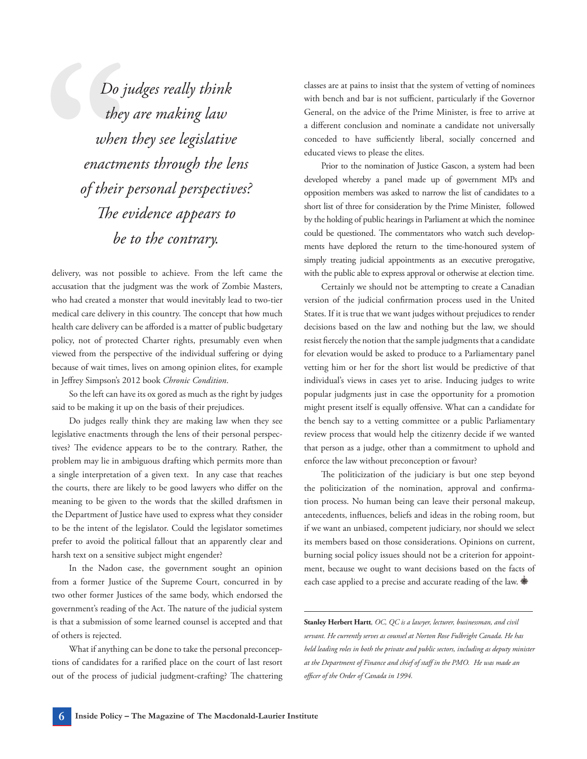> *Do judges really think they are making law when they see legislative enactments through the lens of their personal perspectives? The evidence appears to be to the contrary.*

delivery, was not possible to achieve. From the left came the accusation that the judgment was the work of Zombie Masters, who had created a monster that would inevitably lead to two-tier medical care delivery in this country. The concept that how much health care delivery can be afforded is a matter of public budgetary policy, not of protected Charter rights, presumably even when viewed from the perspective of the individual suffering or dying because of wait times, lives on among opinion elites, for example in Jeffrey Simpson's 2012 book *Chronic Condition*.

So the left can have its ox gored as much as the right by judges said to be making it up on the basis of their prejudices.

Do judges really think they are making law when they see legislative enactments through the lens of their personal perspectives? The evidence appears to be to the contrary. Rather, the problem may lie in ambiguous drafting which permits more than a single interpretation of a given text. In any case that reaches the courts, there are likely to be good lawyers who differ on the meaning to be given to the words that the skilled draftsmen in the Department of Justice have used to express what they consider to be the intent of the legislator. Could the legislator sometimes prefer to avoid the political fallout that an apparently clear and harsh text on a sensitive subject might engender?

In the Nadon case, the government sought an opinion from a former Justice of the Supreme Court, concurred in by two other former Justices of the same body, which endorsed the government's reading of the Act. The nature of the judicial system is that a submission of some learned counsel is accepted and that of others is rejected.

What if anything can be done to take the personal preconceptions of candidates for a rarified place on the court of last resort out of the process of judicial judgment-crafting? The chattering classes are at pains to insist that the system of vetting of nominees with bench and bar is not sufficient, particularly if the Governor General, on the advice of the Prime Minister, is free to arrive at a different conclusion and nominate a candidate not universally conceded to have sufficiently liberal, socially concerned and educated views to please the elites.

Prior to the nomination of Justice Gascon, a system had been developed whereby a panel made up of government MPs and opposition members was asked to narrow the list of candidates to a short list of three for consideration by the Prime Minister, followed by the holding of public hearings in Parliament at which the nominee could be questioned. The commentators who watch such developments have deplored the return to the time-honoured system of simply treating judicial appointments as an executive prerogative, with the public able to express approval or otherwise at election time.

Certainly we should not be attempting to create a Canadian version of the judicial confirmation process used in the United States. If it is true that we want judges without prejudices to render decisions based on the law and nothing but the law, we should resist fiercely the notion that the sample judgments that a candidate for elevation would be asked to produce to a Parliamentary panel vetting him or her for the short list would be predictive of that individual's views in cases yet to arise. Inducing judges to write popular judgments just in case the opportunity for a promotion might present itself is equally offensive. What can a candidate for the bench say to a vetting committee or a public Parliamentary review process that would help the citizenry decide if we wanted that person as a judge, other than a commitment to uphold and enforce the law without preconception or favour?

The politicization of the judiciary is but one step beyond the politicization of the nomination, approval and confirmation process. No human being can leave their personal makeup, antecedents, influences, beliefs and ideas in the robing room, but if we want an unbiased, competent judiciary, nor should we select its members based on those considerations. Opinions on current, burning social policy issues should not be a criterion for appointment, because we ought to want decisions based on the facts of each case applied to a precise and accurate reading of the law.

---

**Stanley Herbert Hartt**, *OC, QC is a lawyer, lecturer, businessman, and civil servant. He currently serves as counsel at Norton Rose Fulbright Canada. He has held leading roles in both the private and public sectors, including as deputy minister at the Department of Finance and chief of staff in the PMO. He was made an officer of the Order of Canada in 1994.*